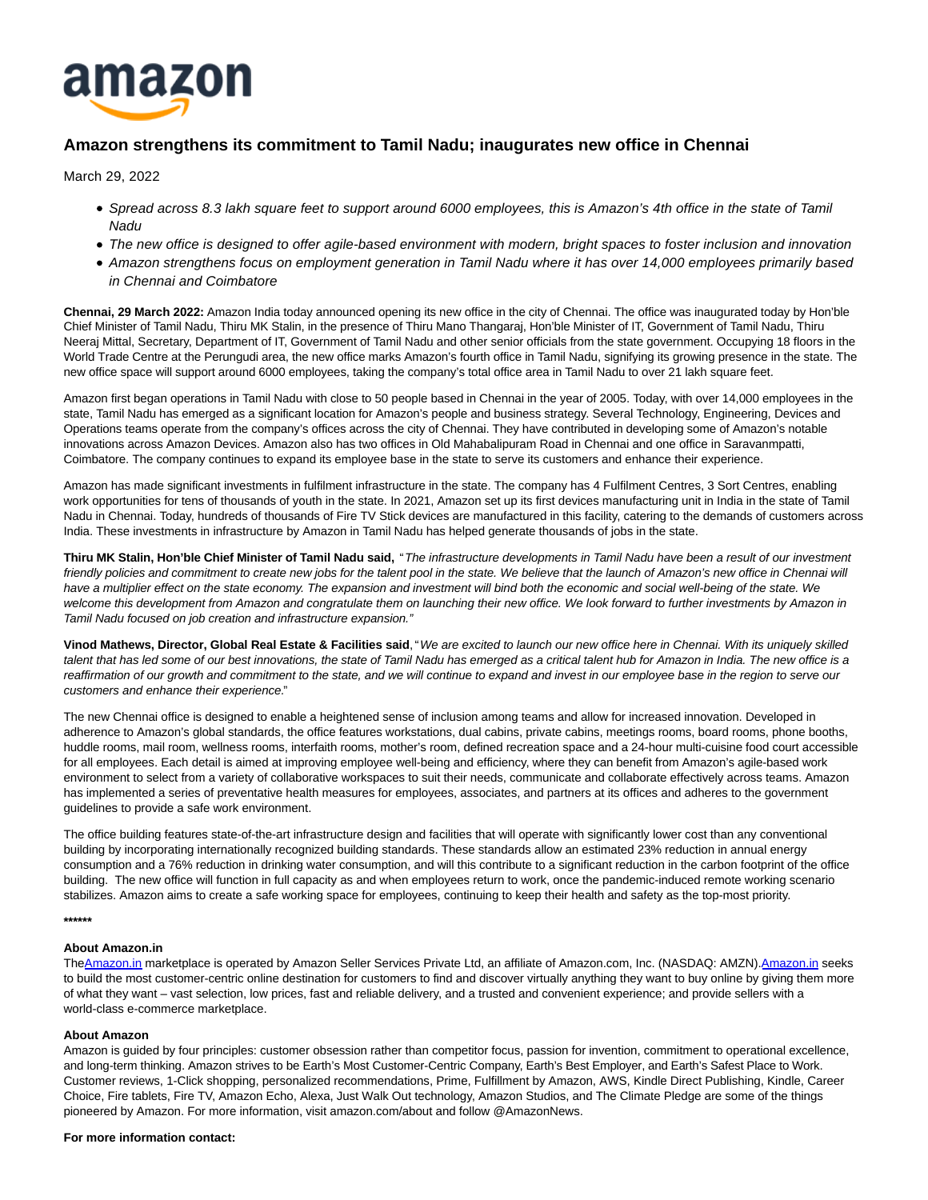# Amazon strengthens its commitment to Tamil Nadu; inaugurates new office in Chennai

March 29, 2022

- *Spread across 8.3 lakh square feet to support around 6000 employees, this is Amazon's 4th office in the state of Tamil Nadu*
- *The new office is designed to offer agile-based environment with modern, bright spaces to foster inclusion and innovation*
- *Amazon strengthens focus on employment generation in Tamil Nadu where it has over 14,000 employees primarily based in Chennai and Coimbatore*

**Chennai, 29 March 2022:** Amazon India today announced opening its new office in the city of Chennai. The office was inaugurated today by Hon'ble Chief Minister of Tamil Nadu, Thiru MK Stalin, in the presence of Thiru Mano Thangaraj, Hon'ble Minister of IT, Government of Tamil Nadu, Thiru Neeraj Mittal, Secretary, Department of IT, Government of Tamil Nadu and other senior officials from the state government. Occupying 18 floors in the World Trade Centre at the Perungudi area, the new office marks Amazon's fourth office in Tamil Nadu, signifying its growing presence in the state. The new office space will support around 6000 employees, taking the company's total office area in Tamil Nadu to over 21 lakh square feet.

Amazon first began operations in Tamil Nadu with close to 50 people based in Chennai in the year of 2005. Today, with over 14,000 employees in the state, Tamil Nadu has emerged as a significant location for Amazon's people and business strategy. Several Technology, Engineering, Devices and Operations teams operate from the company's offices across the city of Chennai. They have contributed in developing some of Amazon's notable innovations across Amazon Devices. Amazon also has two offices in Old Mahabalipuram Road in Chennai and one office in Saravanmpatti, Coimbatore. The company continues to expand its employee base in the state to serve its customers and enhance their experience.

Amazon has made significant investments in fulfilment infrastructure in the state. The company has 4 Fulfilment Centres, 3 Sort Centres, enabling work opportunities for tens of thousands of youth in the state. In 2021, Amazon set up its first devices manufacturing unit in India in the state of Tamil Nadu in Chennai. Today, hundreds of thousands of Fire TV Stick devices are manufactured in this facility, catering to the demands of customers across India. These investments in infrastructure by Amazon in Tamil Nadu has helped generate thousands of jobs in the state.

**Thiru MK Stalin, Hon'ble Chief Minister of Tamil Nadu said,** "*The infrastructure developments in Tamil Nadu have been a result of our investment friendly policies and commitment to create new jobs for the talent pool in the state. We believe that the launch of Amazon's new office in Chennai will have a multiplier effect on the state economy. The expansion and investment will bind both the economic and social well-being of the state. We welcome this development from Amazon and congratulate them on launching their new office. We look forward to further investments by Amazon in Tamil Nadu focused on job creation and infrastructure expansion.*"

**Vinod Mathews, Director, Global Real Estate & Facilities said**, "*We are excited to launch our new office here in Chennai. With its uniquely skilled talent that has led some of our best innovations, the state of Tamil Nadu has emerged as a critical talent hub for Amazon in India. The new office is a reaffirmation of our growth and commitment to the state, and we will continue to expand and invest in our employee base in the region to serve our customers and enhance their experience.*"

The new Chennai office is designed to enable a heightened sense of inclusion among teams and allow for increased innovation. Developed in adherence to Amazon's global standards, the office features workstations, dual cabins, private cabins, meetings rooms, board rooms, phone booths, huddle rooms, mail room, wellness rooms, interfaith rooms, mother's room, defined recreation space and a 24-hour multi-cuisine food court accessible for all employees. Each detail is aimed at improving employee well-being and efficiency, where they can benefit from Amazon's agile-based work environment to select from a variety of collaborative workspaces to suit their needs, communicate and collaborate effectively across teams. Amazon has implemented a series of preventative health measures for employees, associates, and partners at its offices and adheres to the government guidelines to provide a safe work environment.

The office building features state-of-the-art infrastructure design and facilities that will operate with significantly lower cost than any conventional building by incorporating internationally recognized building standards. These standards allow an estimated 23% reduction in annual energy consumption and a 76% reduction in drinking water consumption, and will this contribute to a significant reduction in the carbon footprint of the office building. The new office will function in full capacity as and when employees return to work, once the pandemic-induced remote working scenario stabilizes. Amazon aims to create a safe working space for employees, continuing to keep their health and safety as the top-most priority.

**\*\*\*\*\*\***

**About Amazon.in**
The Amazon.in marketplace is operated by Amazon Seller Services Private Ltd, an affiliate of Amazon.com, Inc. (NASDAQ: AMZN). Amazon.in seeks to build the most customer-centric online destination for customers to find and discover virtually anything they want to buy online by giving them more of what they want – vast selection, low prices, fast and reliable delivery, and a trusted and convenient experience; and provide sellers with a world-class e-commerce marketplace.

**About Amazon**
Amazon is guided by four principles: customer obsession rather than competitor focus, passion for invention, commitment to operational excellence, and long-term thinking. Amazon strives to be Earth's Most Customer-Centric Company, Earth's Best Employer, and Earth's Safest Place to Work. Customer reviews, 1-Click shopping, personalized recommendations, Prime, Fulfillment by Amazon, AWS, Kindle Direct Publishing, Kindle, Career Choice, Fire tablets, Fire TV, Amazon Echo, Alexa, Just Walk Out technology, Amazon Studios, and The Climate Pledge are some of the things pioneered by Amazon. For more information, visit amazon.com/about and follow @AmazonNews.

**For more information contact:**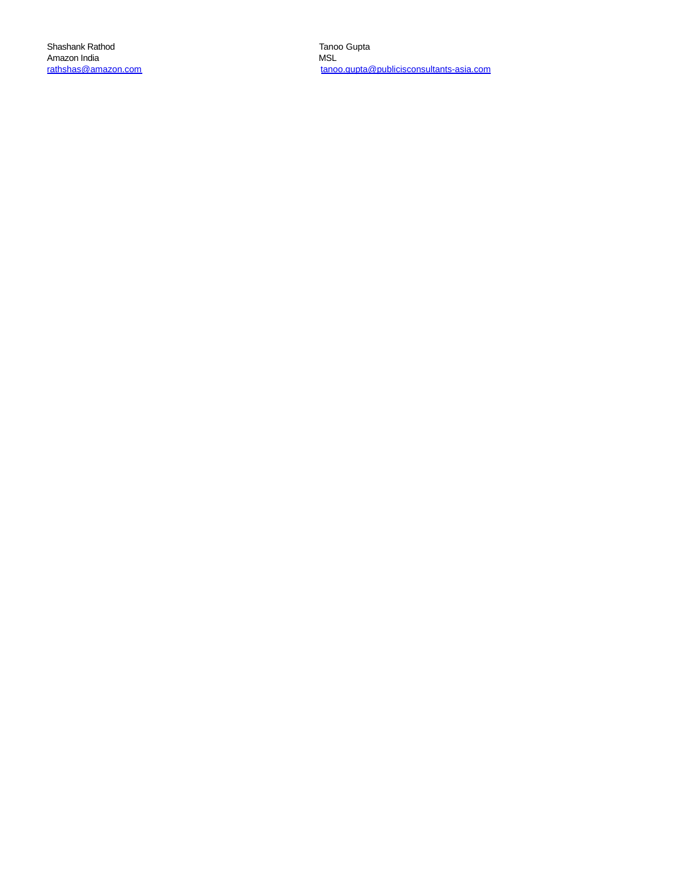Shashank Rathod
Amazon India
rathshas@amazon.com

Tanoo Gupta
MSL
tanoo.gupta@publicisconsultants-asia.com